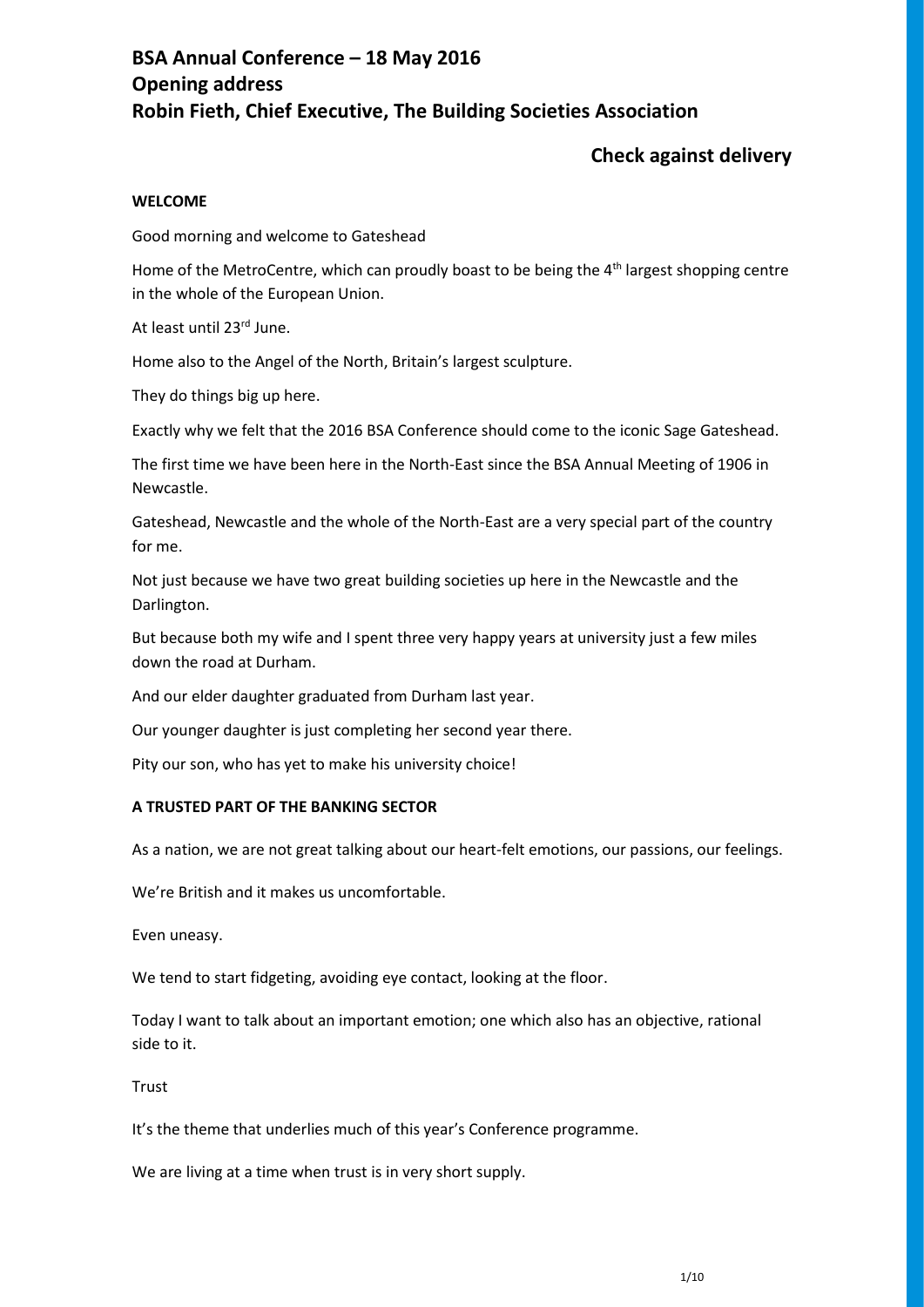# BSA Annual Conference – 18 May 2016
# Opening address
# Robin Fieth, Chief Executive, The Building Societies Association

## Check against delivery

**WELCOME**

Good morning and welcome to Gateshead

Home of the MetroCentre, which can proudly boast to be being the 4th largest shopping centre in the whole of the European Union.

At least until 23rd June.

Home also to the Angel of the North, Britain's largest sculpture.

They do things big up here.

Exactly why we felt that the 2016 BSA Conference should come to the iconic Sage Gateshead.

The first time we have been here in the North-East since the BSA Annual Meeting of 1906 in Newcastle.

Gateshead, Newcastle and the whole of the North-East are a very special part of the country for me.

Not just because we have two great building societies up here in the Newcastle and the Darlington.

But because both my wife and I spent three very happy years at university just a few miles down the road at Durham.

And our elder daughter graduated from Durham last year.

Our younger daughter is just completing her second year there.

Pity our son, who has yet to make his university choice!

**A TRUSTED PART OF THE BANKING SECTOR**

As a nation, we are not great talking about our heart-felt emotions, our passions, our feelings.

We're British and it makes us uncomfortable.

Even uneasy.

We tend to start fidgeting, avoiding eye contact, looking at the floor.

Today I want to talk about an important emotion; one which also has an objective, rational side to it.

Trust

It's the theme that underlies much of this year's Conference programme.

We are living at a time when trust is in very short supply.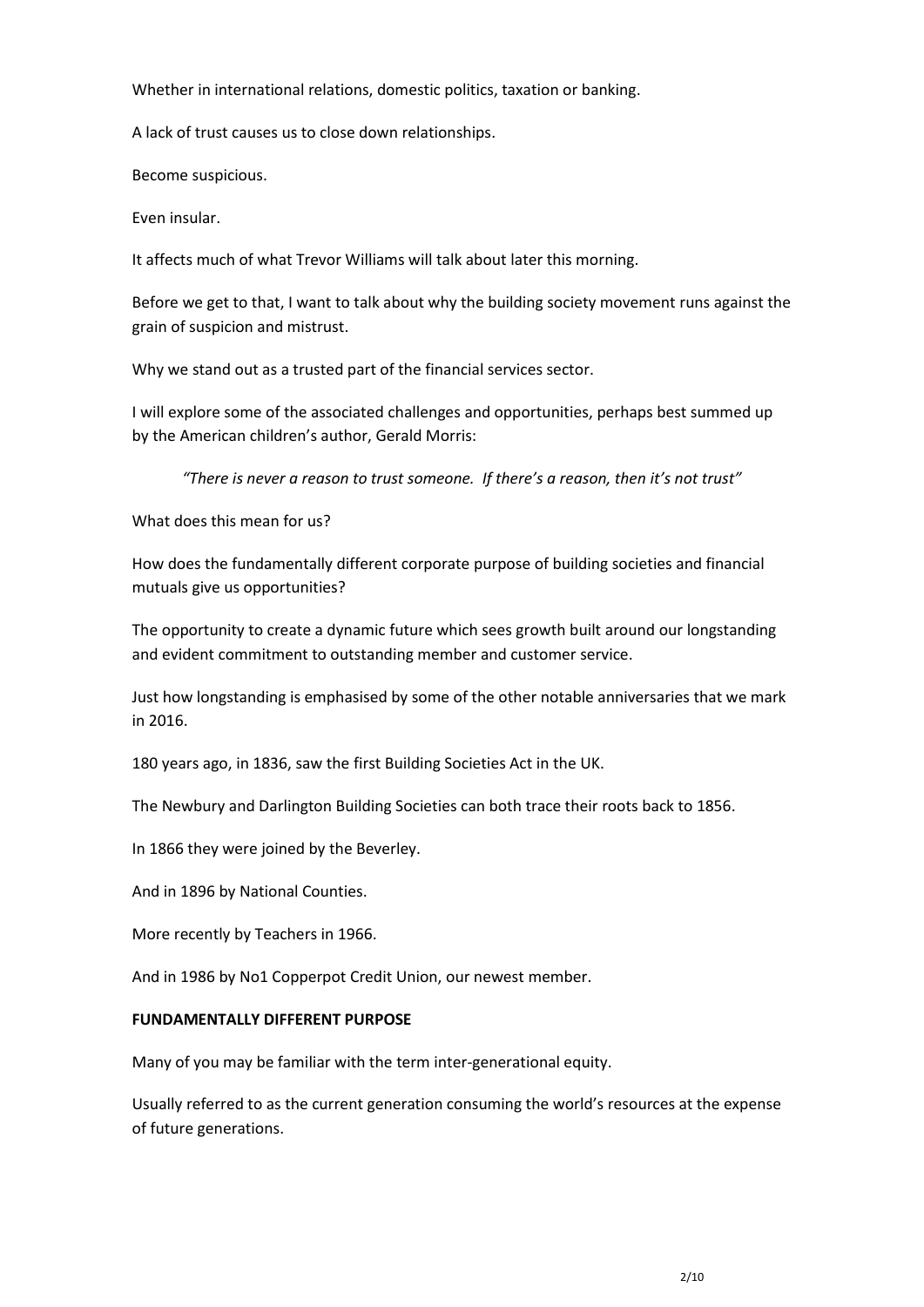Whether in international relations, domestic politics, taxation or banking.

A lack of trust causes us to close down relationships.

Become suspicious.

Even insular.

It affects much of what Trevor Williams will talk about later this morning.

Before we get to that, I want to talk about why the building society movement runs against the grain of suspicion and mistrust.

Why we stand out as a trusted part of the financial services sector.

I will explore some of the associated challenges and opportunities, perhaps best summed up by the American children's author, Gerald Morris:

> *"There is never a reason to trust someone. If there's a reason, then it's not trust"*

What does this mean for us?

How does the fundamentally different corporate purpose of building societies and financial mutuals give us opportunities?

The opportunity to create a dynamic future which sees growth built around our longstanding and evident commitment to outstanding member and customer service.

Just how longstanding is emphasised by some of the other notable anniversaries that we mark in 2016.

180 years ago, in 1836, saw the first Building Societies Act in the UK.

The Newbury and Darlington Building Societies can both trace their roots back to 1856.

In 1866 they were joined by the Beverley.

And in 1896 by National Counties.

More recently by Teachers in 1966.

And in 1986 by No1 Copperpot Credit Union, our newest member.

**FUNDAMENTALLY DIFFERENT PURPOSE**

Many of you may be familiar with the term inter-generational equity.

Usually referred to as the current generation consuming the world's resources at the expense of future generations.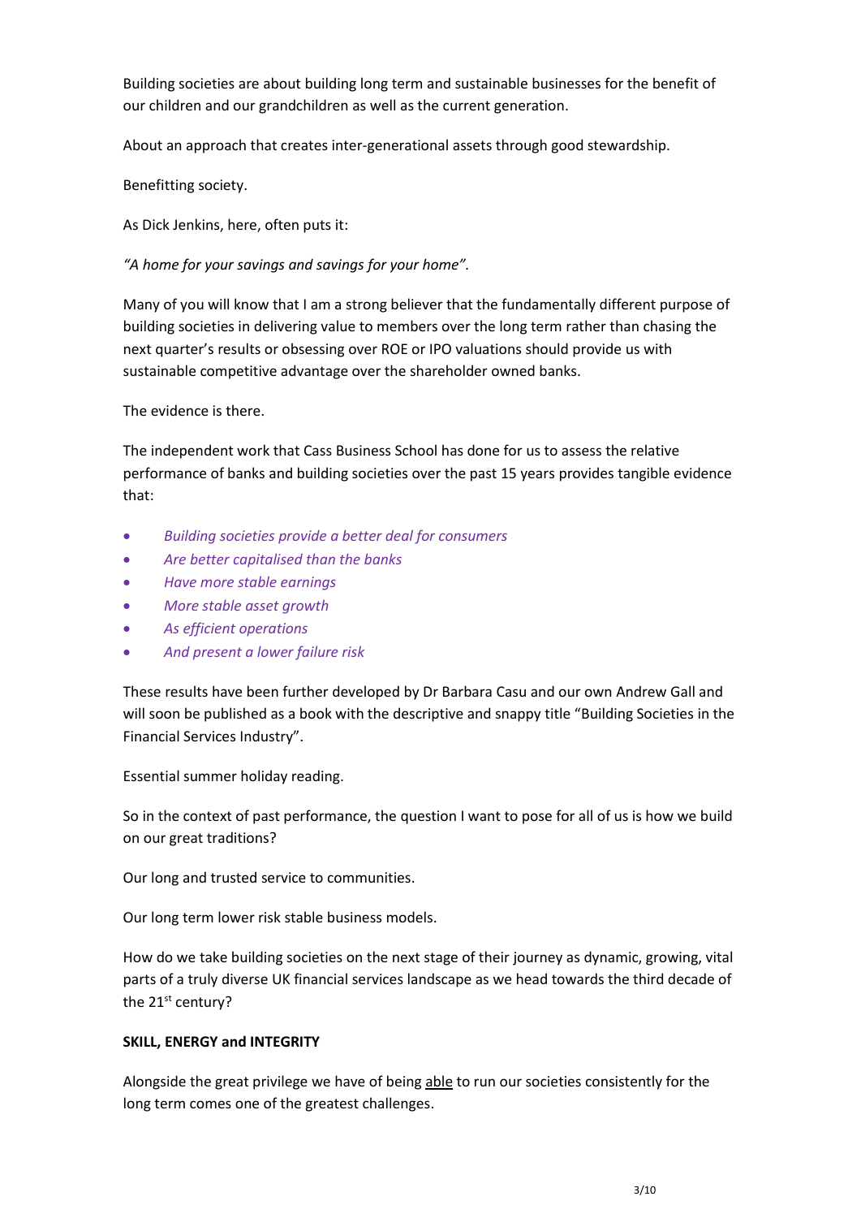Building societies are about building long term and sustainable businesses for the benefit of our children and our grandchildren as well as the current generation.

About an approach that creates inter-generational assets through good stewardship.

Benefitting society.

As Dick Jenkins, here, often puts it:

*"A home for your savings and savings for your home".*

Many of you will know that I am a strong believer that the fundamentally different purpose of building societies in delivering value to members over the long term rather than chasing the next quarter's results or obsessing over ROE or IPO valuations should provide us with sustainable competitive advantage over the shareholder owned banks.

The evidence is there.

The independent work that Cass Business School has done for us to assess the relative performance of banks and building societies over the past 15 years provides tangible evidence that:

- *Building societies provide a better deal for consumers*
- *Are better capitalised than the banks*
- *Have more stable earnings*
- *More stable asset growth*
- *As efficient operations*
- *And present a lower failure risk*

These results have been further developed by Dr Barbara Casu and our own Andrew Gall and will soon be published as a book with the descriptive and snappy title "Building Societies in the Financial Services Industry".

Essential summer holiday reading.

So in the context of past performance, the question I want to pose for all of us is how we build on our great traditions?

Our long and trusted service to communities.

Our long term lower risk stable business models.

How do we take building societies on the next stage of their journey as dynamic, growing, vital parts of a truly diverse UK financial services landscape as we head towards the third decade of the 21st century?

**SKILL, ENERGY and INTEGRITY**

Alongside the great privilege we have of being able to run our societies consistently for the long term comes one of the greatest challenges.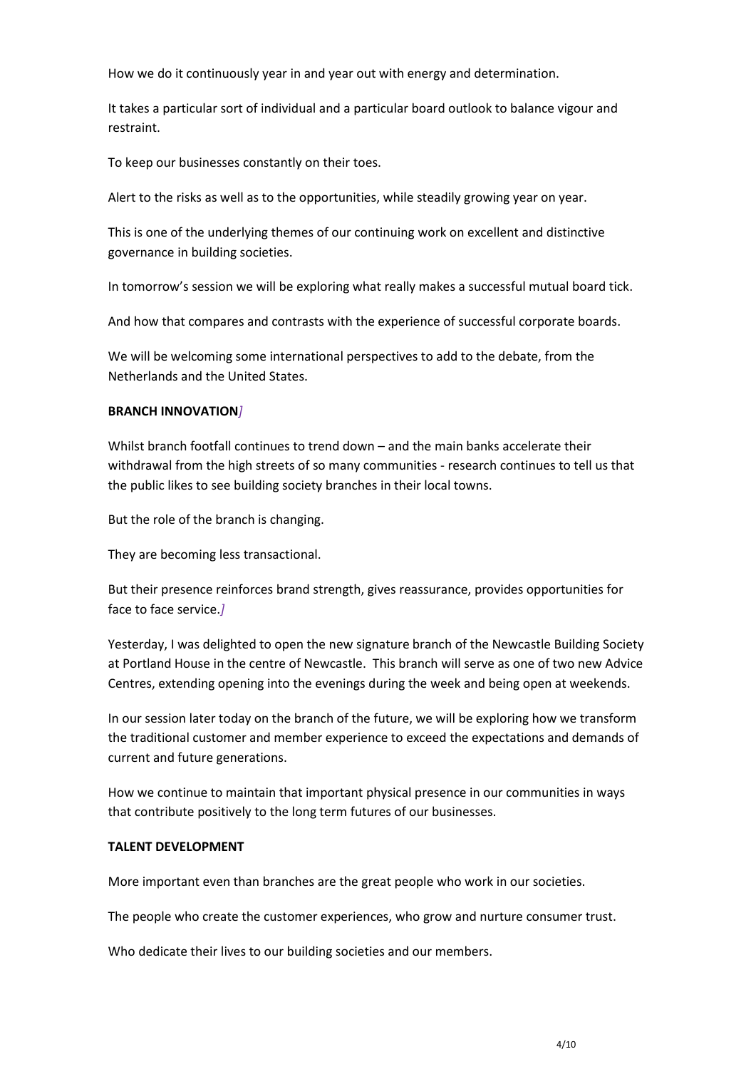How we do it continuously year in and year out with energy and determination.

It takes a particular sort of individual and a particular board outlook to balance vigour and restraint.

To keep our businesses constantly on their toes.

Alert to the risks as well as to the opportunities, while steadily growing year on year.

This is one of the underlying themes of our continuing work on excellent and distinctive governance in building societies.

In tomorrow's session we will be exploring what really makes a successful mutual board tick.

And how that compares and contrasts with the experience of successful corporate boards.

We will be welcoming some international perspectives to add to the debate, from the Netherlands and the United States.

**BRANCH INNOVATION**]

Whilst branch footfall continues to trend down – and the main banks accelerate their withdrawal from the high streets of so many communities - research continues to tell us that the public likes to see building society branches in their local towns.

But the role of the branch is changing.

They are becoming less transactional.

But their presence reinforces brand strength, gives reassurance, provides opportunities for face to face service.]

Yesterday, I was delighted to open the new signature branch of the Newcastle Building Society at Portland House in the centre of Newcastle. This branch will serve as one of two new Advice Centres, extending opening into the evenings during the week and being open at weekends.

In our session later today on the branch of the future, we will be exploring how we transform the traditional customer and member experience to exceed the expectations and demands of current and future generations.

How we continue to maintain that important physical presence in our communities in ways that contribute positively to the long term futures of our businesses.

**TALENT DEVELOPMENT**

More important even than branches are the great people who work in our societies.

The people who create the customer experiences, who grow and nurture consumer trust.

Who dedicate their lives to our building societies and our members.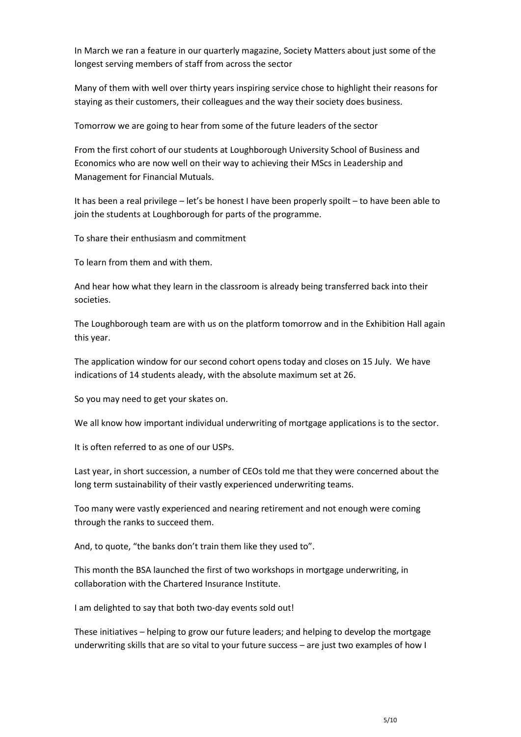In March we ran a feature in our quarterly magazine, Society Matters about just some of the longest serving members of staff from across the sector

Many of them with well over thirty years inspiring service chose to highlight their reasons for staying as their customers, their colleagues and the way their society does business.

Tomorrow we are going to hear from some of the future leaders of the sector

From the first cohort of our students at Loughborough University School of Business and Economics who are now well on their way to achieving their MScs in Leadership and Management for Financial Mutuals.

It has been a real privilege – let's be honest I have been properly spoilt – to have been able to join the students at Loughborough for parts of the programme.

To share their enthusiasm and commitment

To learn from them and with them.

And hear how what they learn in the classroom is already being transferred back into their societies.

The Loughborough team are with us on the platform tomorrow and in the Exhibition Hall again this year.

The application window for our second cohort opens today and closes on 15 July. We have indications of 14 students aleady, with the absolute maximum set at 26.

So you may need to get your skates on.

We all know how important individual underwriting of mortgage applications is to the sector.

It is often referred to as one of our USPs.

Last year, in short succession, a number of CEOs told me that they were concerned about the long term sustainability of their vastly experienced underwriting teams.

Too many were vastly experienced and nearing retirement and not enough were coming through the ranks to succeed them.

And, to quote, "the banks don't train them like they used to".

This month the BSA launched the first of two workshops in mortgage underwriting, in collaboration with the Chartered Insurance Institute.

I am delighted to say that both two-day events sold out!

These initiatives – helping to grow our future leaders; and helping to develop the mortgage underwriting skills that are so vital to your future success – are just two examples of how I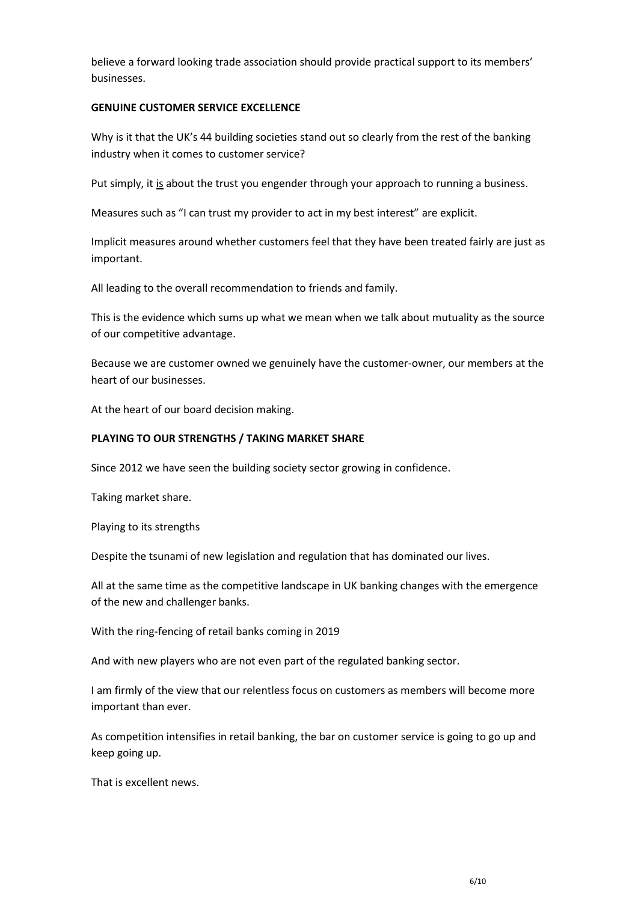believe a forward looking trade association should provide practical support to its members' businesses.

**GENUINE CUSTOMER SERVICE EXCELLENCE**

Why is it that the UK's 44 building societies stand out so clearly from the rest of the banking industry when it comes to customer service?

Put simply, it <u>is</u> about the trust you engender through your approach to running a business.

Measures such as "I can trust my provider to act in my best interest" are explicit.

Implicit measures around whether customers feel that they have been treated fairly are just as important.

All leading to the overall recommendation to friends and family.

This is the evidence which sums up what we mean when we talk about mutuality as the source of our competitive advantage.

Because we are customer owned we genuinely have the customer-owner, our members at the heart of our businesses.

At the heart of our board decision making.

**PLAYING TO OUR STRENGTHS / TAKING MARKET SHARE**

Since 2012 we have seen the building society sector growing in confidence.

Taking market share.

Playing to its strengths

Despite the tsunami of new legislation and regulation that has dominated our lives.

All at the same time as the competitive landscape in UK banking changes with the emergence of the new and challenger banks.

With the ring-fencing of retail banks coming in 2019

And with new players who are not even part of the regulated banking sector.

I am firmly of the view that our relentless focus on customers as members will become more important than ever.

As competition intensifies in retail banking, the bar on customer service is going to go up and keep going up.

That is excellent news.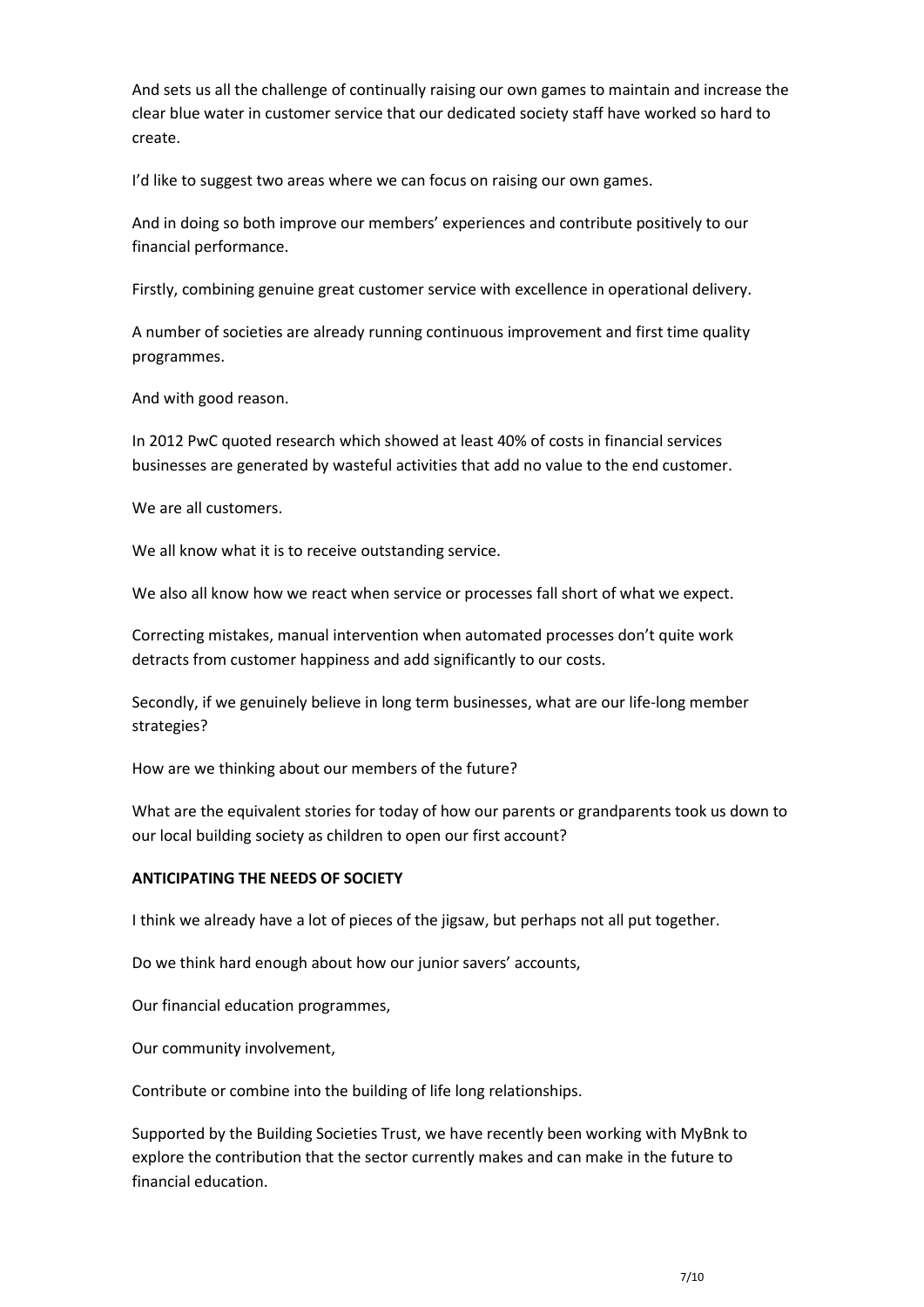And sets us all the challenge of continually raising our own games to maintain and increase the clear blue water in customer service that our dedicated society staff have worked so hard to create.

I'd like to suggest two areas where we can focus on raising our own games.

And in doing so both improve our members' experiences and contribute positively to our financial performance.

Firstly, combining genuine great customer service with excellence in operational delivery.

A number of societies are already running continuous improvement and first time quality programmes.

And with good reason.

In 2012 PwC quoted research which showed at least 40% of costs in financial services businesses are generated by wasteful activities that add no value to the end customer.

We are all customers.

We all know what it is to receive outstanding service.

We also all know how we react when service or processes fall short of what we expect.

Correcting mistakes, manual intervention when automated processes don't quite work detracts from customer happiness and add significantly to our costs.

Secondly, if we genuinely believe in long term businesses, what are our life-long member strategies?

How are we thinking about our members of the future?

What are the equivalent stories for today of how our parents or grandparents took us down to our local building society as children to open our first account?

**ANTICIPATING THE NEEDS OF SOCIETY**

I think we already have a lot of pieces of the jigsaw, but perhaps not all put together.

Do we think hard enough about how our junior savers' accounts,

Our financial education programmes,

Our community involvement,

Contribute or combine into the building of life long relationships.

Supported by the Building Societies Trust, we have recently been working with MyBnk to explore the contribution that the sector currently makes and can make in the future to financial education.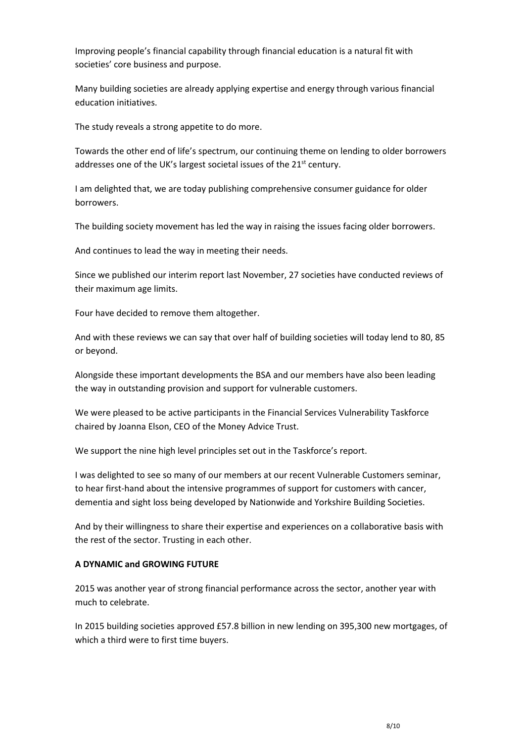Improving people's financial capability through financial education is a natural fit with societies' core business and purpose.

Many building societies are already applying expertise and energy through various financial education initiatives.

The study reveals a strong appetite to do more.

Towards the other end of life's spectrum, our continuing theme on lending to older borrowers addresses one of the UK's largest societal issues of the 21st century.

I am delighted that, we are today publishing comprehensive consumer guidance for older borrowers.

The building society movement has led the way in raising the issues facing older borrowers.

And continues to lead the way in meeting their needs.

Since we published our interim report last November, 27 societies have conducted reviews of their maximum age limits.

Four have decided to remove them altogether.

And with these reviews we can say that over half of building societies will today lend to 80, 85 or beyond.

Alongside these important developments the BSA and our members have also been leading the way in outstanding provision and support for vulnerable customers.

We were pleased to be active participants in the Financial Services Vulnerability Taskforce chaired by Joanna Elson, CEO of the Money Advice Trust.

We support the nine high level principles set out in the Taskforce's report.

I was delighted to see so many of our members at our recent Vulnerable Customers seminar, to hear first-hand about the intensive programmes of support for customers with cancer, dementia and sight loss being developed by Nationwide and Yorkshire Building Societies.

And by their willingness to share their expertise and experiences on a collaborative basis with the rest of the sector. Trusting in each other.

**A DYNAMIC and GROWING FUTURE**

2015 was another year of strong financial performance across the sector, another year with much to celebrate.

In 2015 building societies approved £57.8 billion in new lending on 395,300 new mortgages, of which a third were to first time buyers.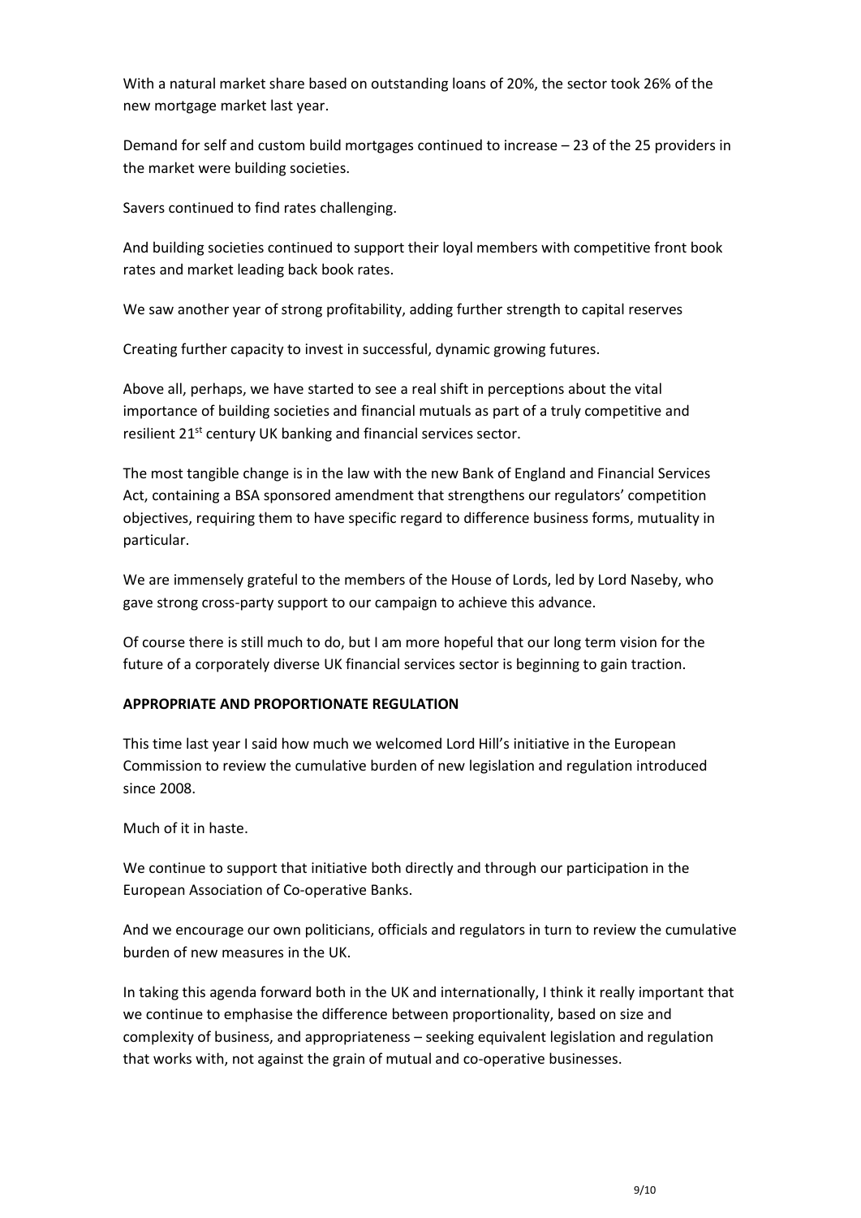With a natural market share based on outstanding loans of 20%, the sector took 26% of the new mortgage market last year.

Demand for self and custom build mortgages continued to increase – 23 of the 25 providers in the market were building societies.

Savers continued to find rates challenging.

And building societies continued to support their loyal members with competitive front book rates and market leading back book rates.

We saw another year of strong profitability, adding further strength to capital reserves

Creating further capacity to invest in successful, dynamic growing futures.

Above all, perhaps, we have started to see a real shift in perceptions about the vital importance of building societies and financial mutuals as part of a truly competitive and resilient 21st century UK banking and financial services sector.

The most tangible change is in the law with the new Bank of England and Financial Services Act, containing a BSA sponsored amendment that strengthens our regulators' competition objectives, requiring them to have specific regard to difference business forms, mutuality in particular.

We are immensely grateful to the members of the House of Lords, led by Lord Naseby, who gave strong cross-party support to our campaign to achieve this advance.

Of course there is still much to do, but I am more hopeful that our long term vision for the future of a corporately diverse UK financial services sector is beginning to gain traction.

**APPROPRIATE AND PROPORTIONATE REGULATION**

This time last year I said how much we welcomed Lord Hill's initiative in the European Commission to review the cumulative burden of new legislation and regulation introduced since 2008.

Much of it in haste.

We continue to support that initiative both directly and through our participation in the European Association of Co-operative Banks.

And we encourage our own politicians, officials and regulators in turn to review the cumulative burden of new measures in the UK.

In taking this agenda forward both in the UK and internationally, I think it really important that we continue to emphasise the difference between proportionality, based on size and complexity of business, and appropriateness – seeking equivalent legislation and regulation that works with, not against the grain of mutual and co-operative businesses.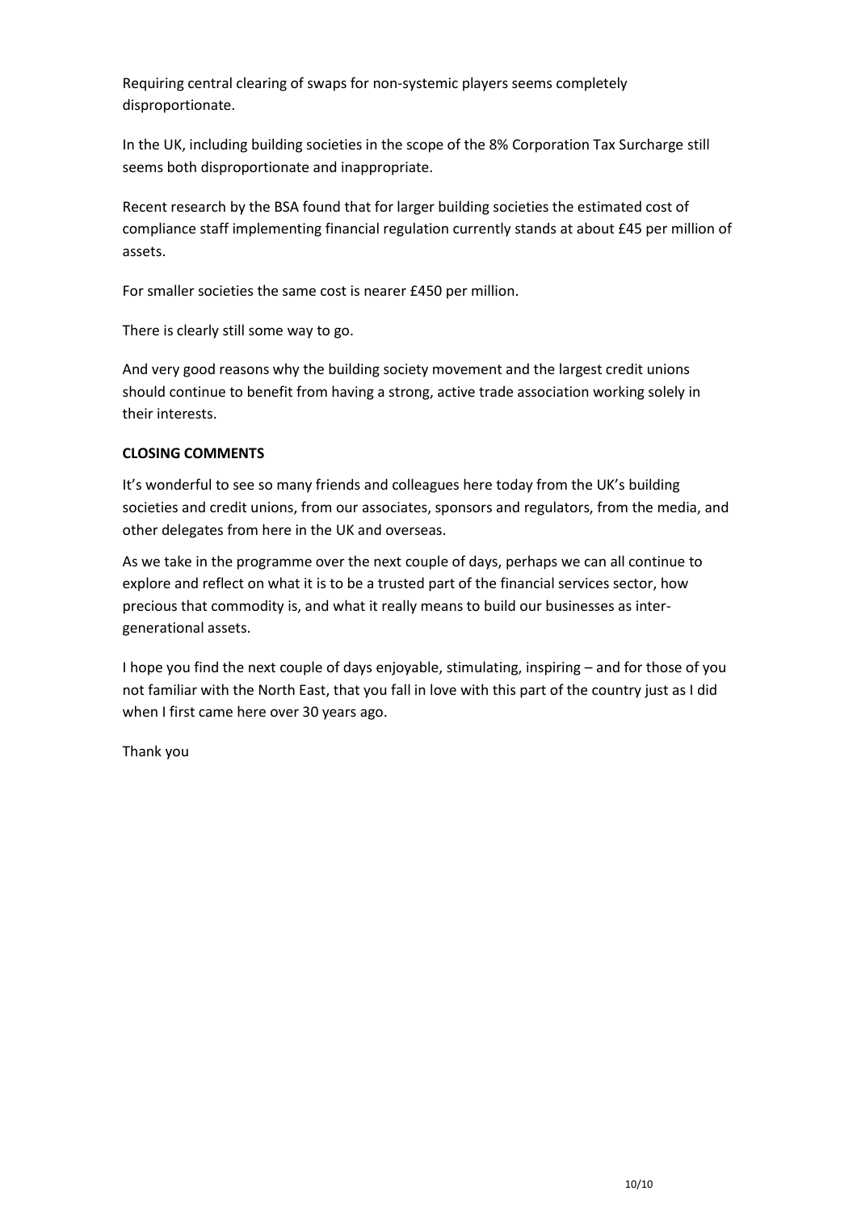Requiring central clearing of swaps for non-systemic players seems completely disproportionate.

In the UK, including building societies in the scope of the 8% Corporation Tax Surcharge still seems both disproportionate and inappropriate.

Recent research by the BSA found that for larger building societies the estimated cost of compliance staff implementing financial regulation currently stands at about £45 per million of assets.

For smaller societies the same cost is nearer £450 per million.

There is clearly still some way to go.

And very good reasons why the building society movement and the largest credit unions should continue to benefit from having a strong, active trade association working solely in their interests.

**CLOSING COMMENTS**

It's wonderful to see so many friends and colleagues here today from the UK's building societies and credit unions, from our associates, sponsors and regulators, from the media, and other delegates from here in the UK and overseas.

As we take in the programme over the next couple of days, perhaps we can all continue to explore and reflect on what it is to be a trusted part of the financial services sector, how precious that commodity is, and what it really means to build our businesses as inter-generational assets.

I hope you find the next couple of days enjoyable, stimulating, inspiring – and for those of you not familiar with the North East, that you fall in love with this part of the country just as I did when I first came here over 30 years ago.

Thank you